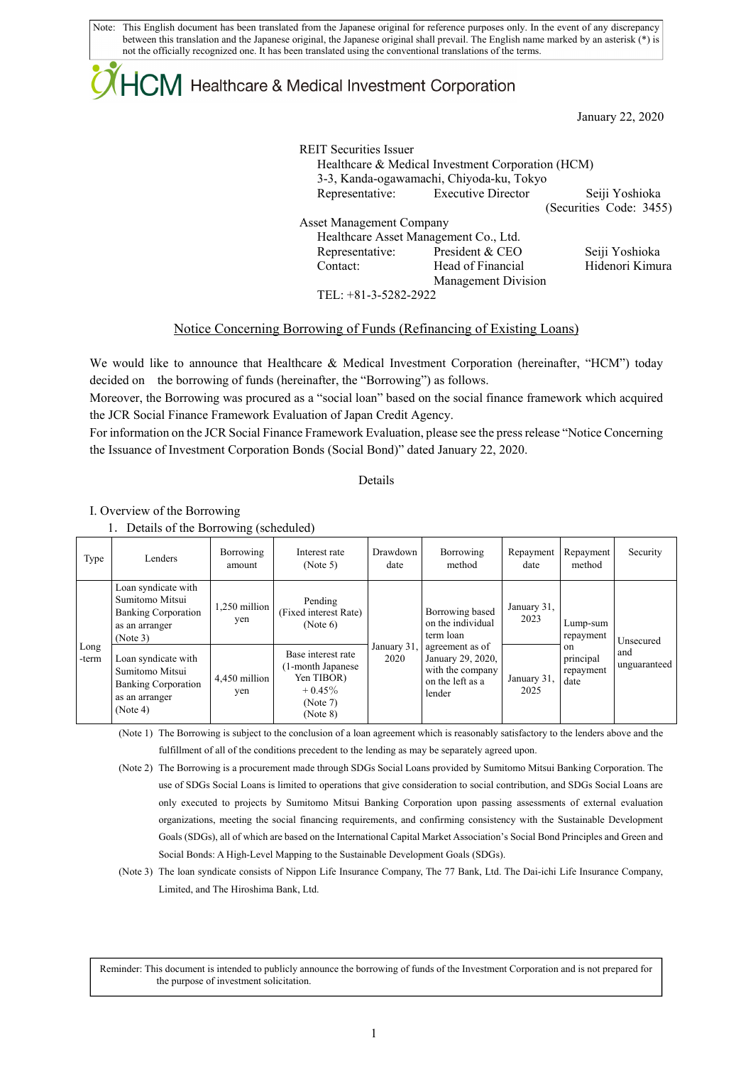Note: This English document has been translated from the Japanese original for reference purposes only. In the event of any discrepancy between this translation and the Japanese original, the Japanese original shall prevail. The English name marked by an asterisk (*) is not the officially recognized one. It has been translated using the conventional translations of the terms.

HCM Healthcare & Medical Investment Corporation

January 22, 2020

REIT Securities Issuer
Healthcare & Medical Investment Corporation (HCM)
3-3, Kanda-ogawamachi, Chiyoda-ku, Tokyo
Representative: Executive Director Seiji Yoshioka
(Securities Code: 3455)

Asset Management Company
Healthcare Asset Management Co., Ltd.
Representative: President & CEO Seiji Yoshioka
Contact: Head of Financial Management Division Hidenori Kimura
TEL: +81-3-5282-2922

# Notice Concerning Borrowing of Funds (Refinancing of Existing Loans)

We would like to announce that Healthcare & Medical Investment Corporation (hereinafter, "HCM") today decided on the borrowing of funds (hereinafter, the "Borrowing") as follows.
Moreover, the Borrowing was procured as a "social loan" based on the social finance framework which acquired the JCR Social Finance Framework Evaluation of Japan Credit Agency.
For information on the JCR Social Finance Framework Evaluation, please see the press release "Notice Concerning the Issuance of Investment Corporation Bonds (Social Bond)" dated January 22, 2020.

Details

## I. Overview of the Borrowing

### 1. Details of the Borrowing (scheduled)

| Type | Lenders | Borrowing amount | Interest rate (Note 5) | Drawdown date | Borrowing method | Repayment date | Repayment method | Security |
|---|---|---|---|---|---|---|---|---|
| Long-term | Loan syndicate with Sumitomo Mitsui Banking Corporation as an arranger (Note 3) | 1,250 million yen | Pending (Fixed interest Rate) (Note 6) | January 31, 2020 | Borrowing based on the individual term loan agreement as of January 29, 2020, with the company on the left as a lender | January 31, 2023 | Lump-sum repayment on principal repayment date | Unsecured and unguaranteed |
| | Loan syndicate with Sumitomo Mitsui Banking Corporation as an arranger (Note 4) | 4,450 million yen | Base interest rate (1-month Japanese Yen TIBOR) + 0.45% (Note 7) (Note 8) | | | January 31, 2025 | | |

(Note 1) The Borrowing is subject to the conclusion of a loan agreement which is reasonably satisfactory to the lenders above and the fulfillment of all of the conditions precedent to the lending as may be separately agreed upon.

(Note 2) The Borrowing is a procurement made through SDGs Social Loans provided by Sumitomo Mitsui Banking Corporation. The use of SDGs Social Loans is limited to operations that give consideration to social contribution, and SDGs Social Loans are only executed to projects by Sumitomo Mitsui Banking Corporation upon passing assessments of external evaluation organizations, meeting the social financing requirements, and confirming consistency with the Sustainable Development Goals (SDGs), all of which are based on the International Capital Market Association's Social Bond Principles and Green and Social Bonds: A High-Level Mapping to the Sustainable Development Goals (SDGs).

(Note 3) The loan syndicate consists of Nippon Life Insurance Company, The 77 Bank, Ltd. The Dai-ichi Life Insurance Company, Limited, and The Hiroshima Bank, Ltd.

Reminder: This document is intended to publicly announce the borrowing of funds of the Investment Corporation and is not prepared for the purpose of investment solicitation.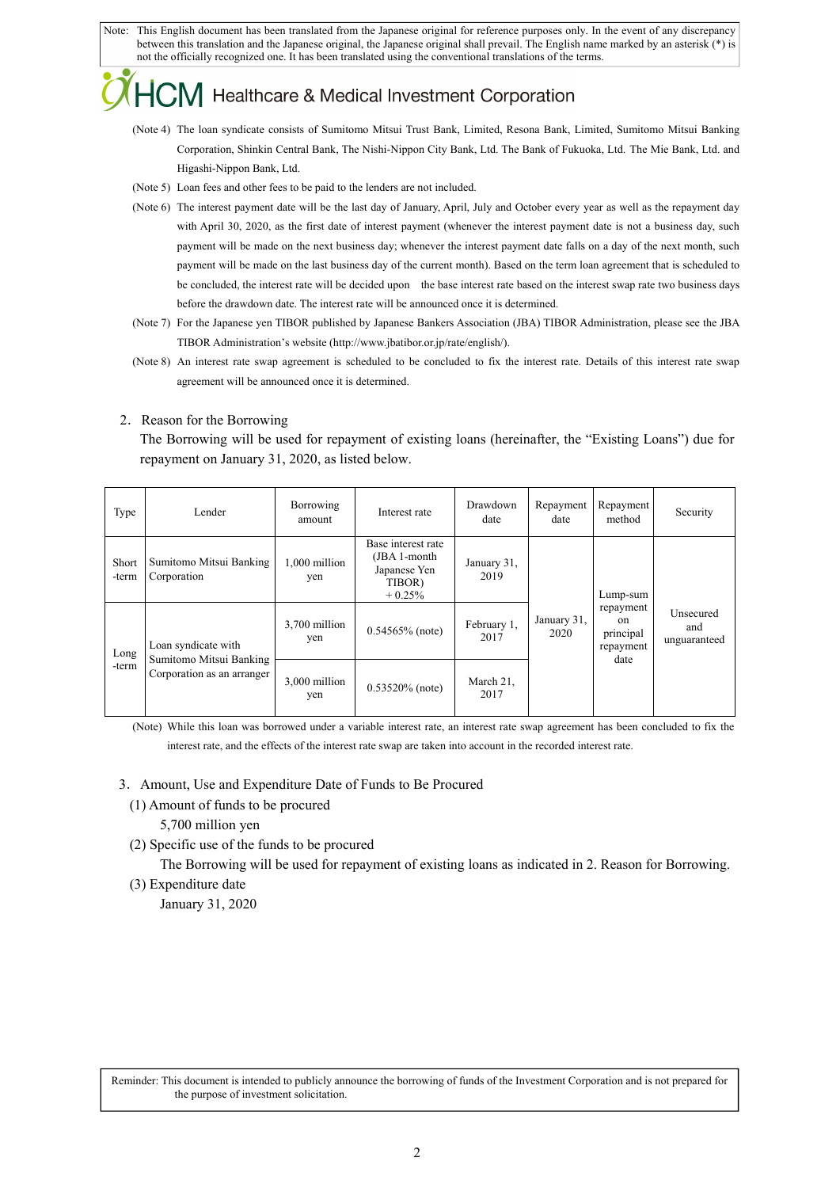(Note 4) The loan syndicate consists of Sumitomo Mitsui Trust Bank, Limited, Resona Bank, Limited, Sumitomo Mitsui Banking Corporation, Shinkin Central Bank, The Nishi-Nippon City Bank, Ltd. The Bank of Fukuoka, Ltd. The Mie Bank, Ltd. and Higashi-Nippon Bank, Ltd.

(Note 5) Loan fees and other fees to be paid to the lenders are not included.

(Note 6) The interest payment date will be the last day of January, April, July and October every year as well as the repayment day with April 30, 2020, as the first date of interest payment (whenever the interest payment date is not a business day, such payment will be made on the next business day; whenever the interest payment date falls on a day of the next month, such payment will be made on the last business day of the current month). Based on the term loan agreement that is scheduled to be concluded, the interest rate will be decided upon the base interest rate based on the interest swap rate two business days before the drawdown date. The interest rate will be announced once it is determined.

(Note 7) For the Japanese yen TIBOR published by Japanese Bankers Association (JBA) TIBOR Administration, please see the JBA TIBOR Administration's website (http://www.jbatibor.or.jp/rate/english/).

(Note 8) An interest rate swap agreement is scheduled to be concluded to fix the interest rate. Details of this interest rate swap agreement will be announced once it is determined.

2. Reason for the Borrowing

The Borrowing will be used for repayment of existing loans (hereinafter, the "Existing Loans") due for repayment on January 31, 2020, as listed below.

| Type | Lender | Borrowing amount | Interest rate | Drawdown date | Repayment date | Repayment method | Security |
|---|---|---|---|---|---|---|---|
| Short-term | Sumitomo Mitsui Banking Corporation | 1,000 million yen | Base interest rate (JBA 1-month Japanese Yen TIBOR) + 0.25% | January 31, 2019 | January 31, 2020 | Lump-sum repayment on principal repayment date | Unsecured and unguaranteed |
| Long-term | Loan syndicate with Sumitomo Mitsui Banking Corporation as an arranger | 3,700 million yen | 0.54565% (note) | February 1, 2017 | | | |
| | | 3,000 million yen | 0.53520% (note) | March 21, 2017 | | | |

(Note) While this loan was borrowed under a variable interest rate, an interest rate swap agreement has been concluded to fix the interest rate, and the effects of the interest rate swap are taken into account in the recorded interest rate.

3. Amount, Use and Expenditure Date of Funds to Be Procured

(1) Amount of funds to be procured

5,700 million yen

(2) Specific use of the funds to be procured

The Borrowing will be used for repayment of existing loans as indicated in 2. Reason for Borrowing.

(3) Expenditure date

January 31, 2020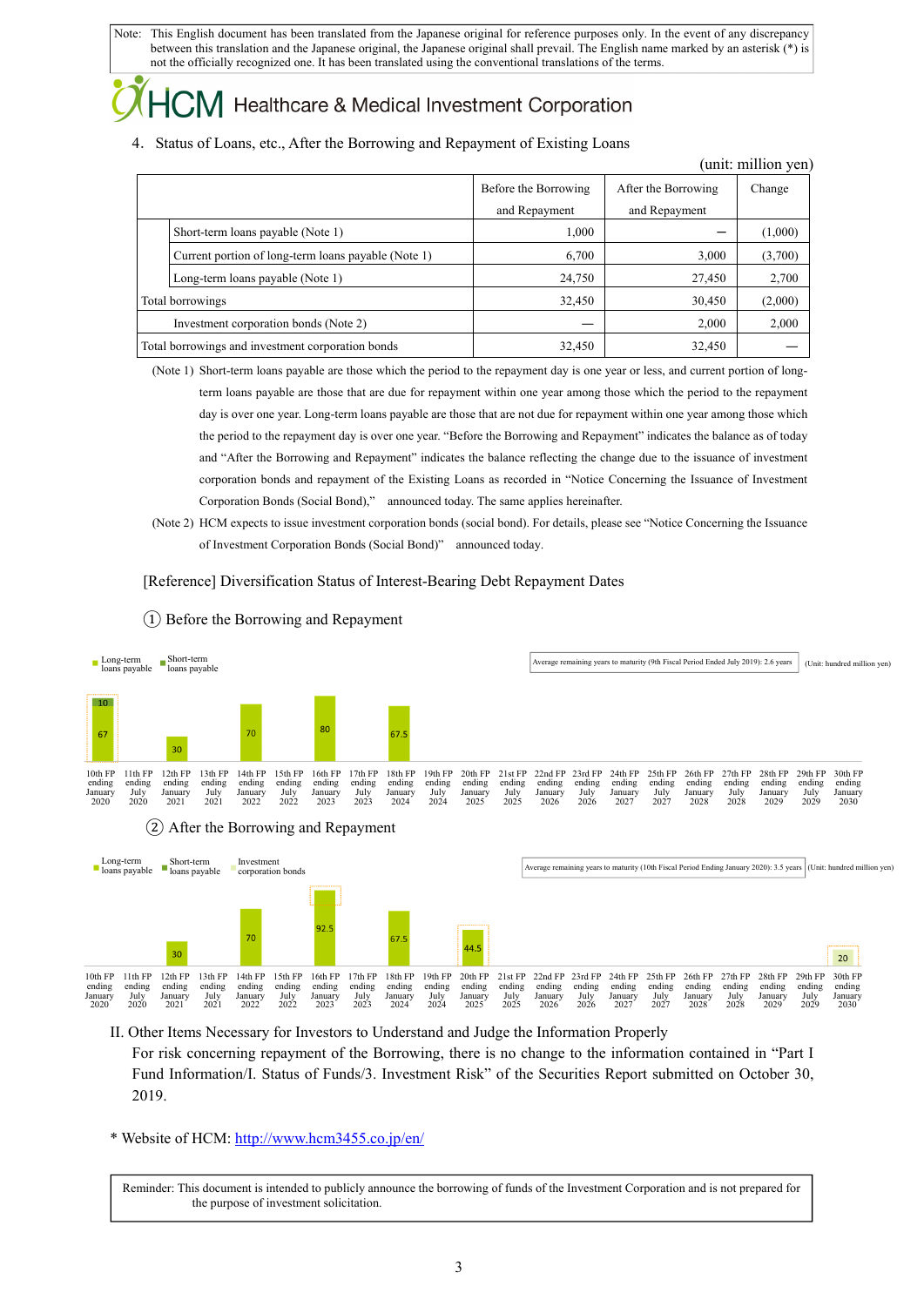Note: This English document has been translated from the Japanese original for reference purposes only. In the event of any discrepancy between this translation and the Japanese original, the Japanese original shall prevail. The English name marked by an asterisk (*) is not the officially recognized one. It has been translated using the conventional translations of the terms.

HCM Healthcare & Medical Investment Corporation

4. Status of Loans, etc., After the Borrowing and Repayment of Existing Loans

(unit: million yen)

| | Before the Borrowing and Repayment | After the Borrowing and Repayment | Change |
|---|---|---|---|
| Short-term loans payable (Note 1) | 1,000 | ― | (1,000) |
| Current portion of long-term loans payable (Note 1) | 6,700 | 3,000 | (3,700) |
| Long-term loans payable (Note 1) | 24,750 | 27,450 | 2,700 |
| Total borrowings | 32,450 | 30,450 | (2,000) |
| Investment corporation bonds (Note 2) | ― | 2,000 | 2,000 |
| Total borrowings and investment corporation bonds | 32,450 | 32,450 | ― |

(Note 1) Short-term loans payable are those which the period to the repayment day is one year or less, and current portion of long-term loans payable are those that are due for repayment within one year among those which the period to the repayment day is over one year. Long-term loans payable are those that are not due for repayment within one year among those which the period to the repayment day is over one year. "Before the Borrowing and Repayment" indicates the balance as of today and "After the Borrowing and Repayment" indicates the balance reflecting the change due to the issuance of investment corporation bonds and repayment of the Existing Loans as recorded in "Notice Concerning the Issuance of Investment Corporation Bonds (Social Bond)," announced today. The same applies hereinafter.

(Note 2) HCM expects to issue investment corporation bonds (social bond). For details, please see "Notice Concerning the Issuance of Investment Corporation Bonds (Social Bond)" announced today.

[Reference] Diversification Status of Interest-Bearing Debt Repayment Dates

① Before the Borrowing and Repayment

Long-term loans payable
Short-term loans payable
Average remaining years to maturity (9th Fiscal Period Ended July 2019): 2.6 years
(Unit: hundred million yen)

10
67
30
70
80
67.5

10th FP ending January 2020, 11th FP ending July 2020, 12th FP ending January 2021, 13th FP ending July 2021, 14th FP ending January 2022, 15th FP ending July 2022, 16th FP ending January 2023, 17th FP ending July 2023, 18th FP ending January 2024, 19th FP ending July 2024, 20th FP ending January 2025, 21st FP ending July 2025, 22nd FP ending January 2026, 23rd FP ending July 2026, 24th FP ending January 2027, 25th FP ending July 2027, 26th FP ending January 2028, 27th FP ending July 2028, 28th FP ending January 2029, 29th FP ending July 2029, 30th FP ending January 2030

② After the Borrowing and Repayment

Long-term loans payable
Short-term loans payable
Investment corporation bonds
Average remaining years to maturity (10th Fiscal Period Ending January 2020): 3.5 years
(Unit: hundred million yen)

30
70
92.5
67.5
44.5
20

10th FP ending January 2020, 11th FP ending July 2020, 12th FP ending January 2021, 13th FP ending July 2021, 14th FP ending January 2022, 15th FP ending July 2022, 16th FP ending January 2023, 17th FP ending July 2023, 18th FP ending January 2024, 19th FP ending July 2024, 20th FP ending January 2025, 21st FP ending July 2025, 22nd FP ending January 2026, 23rd FP ending July 2026, 24th FP ending January 2027, 25th FP ending July 2027, 26th FP ending January 2028, 27th FP ending July 2028, 28th FP ending January 2029, 29th FP ending July 2029, 30th FP ending January 2030

II. Other Items Necessary for Investors to Understand and Judge the Information Properly

For risk concerning repayment of the Borrowing, there is no change to the information contained in "Part I Fund Information/I. Status of Funds/3. Investment Risk" of the Securities Report submitted on October 30, 2019.

\* Website of HCM: http://www.hcm3455.co.jp/en/

Reminder: This document is intended to publicly announce the borrowing of funds of the Investment Corporation and is not prepared for the purpose of investment solicitation.